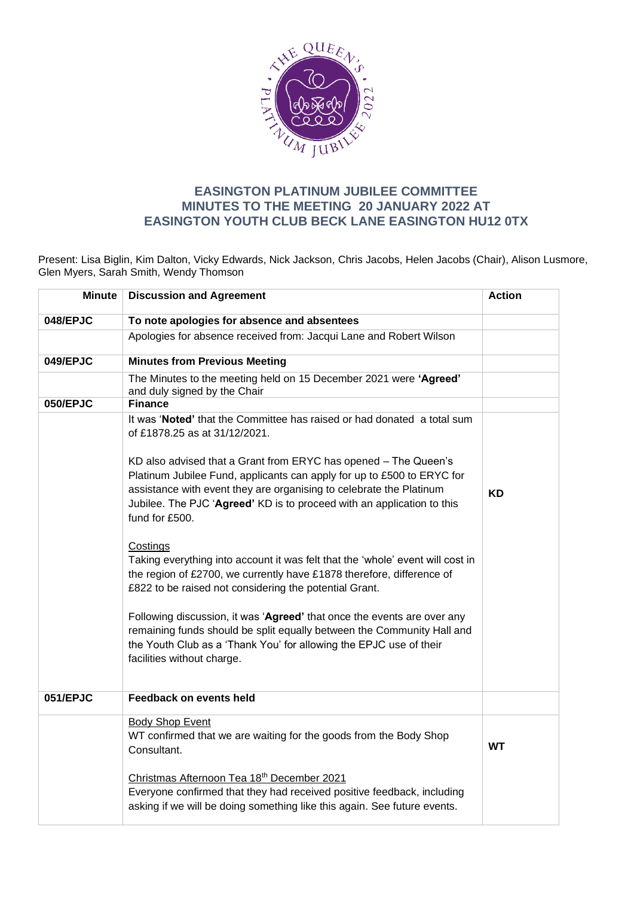# EASINGTON PLATINUM JUBILEE COMMITTEE
## MINUTES TO THE MEETING 20 JANUARY 2022 AT EASINGTON YOUTH CLUB BECK LANE EASINGTON HU12 0TX

Present: Lisa Biglin, Kim Dalton, Vicky Edwards, Nick Jackson, Chris Jacobs, Helen Jacobs (Chair), Alison Lusmore, Glen Myers, Sarah Smith, Wendy Thomson

| Minute | Discussion and Agreement | Action |
|---|---|---|
| **048/EPJC** | **To note apologies for absence and absentees** | |
| | Apologies for absence received from: Jacqui Lane and Robert Wilson | |
| **049/EPJC** | **Minutes from Previous Meeting** | |
| | The Minutes to the meeting held on 15 December 2021 were **'Agreed'** and duly signed by the Chair | |
| **050/EPJC** | **Finance** | |
| | It was '**Noted'** that the Committee has raised or had donated a total sum of £1878.25 as at 31/12/2021.<br><br>KD also advised that a Grant from ERYC has opened – The Queen's Platinum Jubilee Fund, applicants can apply for up to £500 to ERYC for assistance with event they are organising to celebrate the Platinum Jubilee. The PJC '**Agreed'** KD is to proceed with an application to this fund for £500.<br><br><u>Costings</u><br>Taking everything into account it was felt that the 'whole' event will cost in the region of £2700, we currently have £1878 therefore, difference of £822 to be raised not considering the potential Grant.<br><br>Following discussion, it was '**Agreed'** that once the events are over any remaining funds should be split equally between the Community Hall and the Youth Club as a 'Thank You' for allowing the EPJC use of their facilities without charge. | **KD** |
| **051/EPJC** | **Feedback on events held** | |
| | <u>Body Shop Event</u><br>WT confirmed that we are waiting for the goods from the Body Shop Consultant.<br><br><u>Christmas Afternoon Tea 18th December 2021</u><br>Everyone confirmed that they had received positive feedback, including asking if we will be doing something like this again. See future events. | **WT** |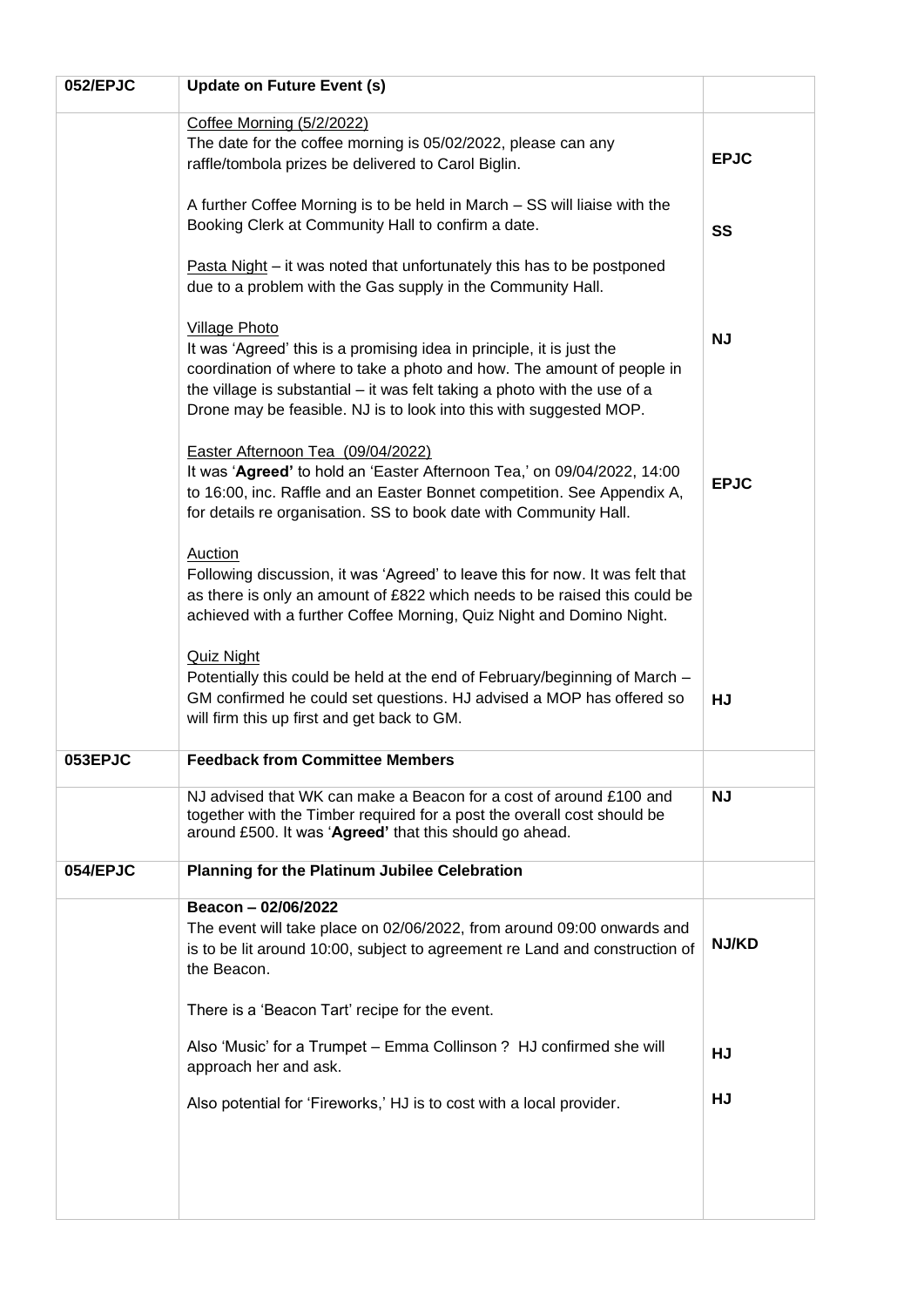| 052/EPJC | **Update on Future Event (s)** | |
|---|---|---|
| | Coffee Morning (5/2/2022)<br>The date for the coffee morning is 05/02/2022, please can any raffle/tombola prizes be delivered to Carol Biglin. | **EPJC** |
| | A further Coffee Morning is to be held in March – SS will liaise with the Booking Clerk at Community Hall to confirm a date. | **SS** |
| | Pasta Night – it was noted that unfortunately this has to be postponed due to a problem with the Gas supply in the Community Hall. | |
| | Village Photo<br>It was 'Agreed' this is a promising idea in principle, it is just the coordination of where to take a photo and how. The amount of people in the village is substantial – it was felt taking a photo with the use of a Drone may be feasible. NJ is to look into this with suggested MOP. | **NJ** |
| | Easter Afternoon Tea (09/04/2022)<br>It was '**Agreed'** to hold an 'Easter Afternoon Tea,' on 09/04/2022, 14:00 to 16:00, inc. Raffle and an Easter Bonnet competition. See Appendix A, for details re organisation. SS to book date with Community Hall. | **EPJC** |
| | Auction<br>Following discussion, it was 'Agreed' to leave this for now. It was felt that as there is only an amount of £822 which needs to be raised this could be achieved with a further Coffee Morning, Quiz Night and Domino Night. | |
| | Quiz Night<br>Potentially this could be held at the end of February/beginning of March – GM confirmed he could set questions. HJ advised a MOP has offered so will firm this up first and get back to GM. | **HJ** |
| **053EPJC** | **Feedback from Committee Members** | |
| | NJ advised that WK can make a Beacon for a cost of around £100 and together with the Timber required for a post the overall cost should be around £500. It was '**Agreed'** that this should go ahead. | **NJ** |
| **054/EPJC** | **Planning for the Platinum Jubilee Celebration** | |
| | **Beacon – 02/06/2022**<br>The event will take place on 02/06/2022, from around 09:00 onwards and is to be lit around 10:00, subject to agreement re Land and construction of the Beacon. | **NJ/KD** |
| | There is a 'Beacon Tart' recipe for the event. | |
| | Also 'Music' for a Trumpet – Emma Collinson ? HJ confirmed she will approach her and ask. | **HJ** |
| | Also potential for 'Fireworks,' HJ is to cost with a local provider. | **HJ** |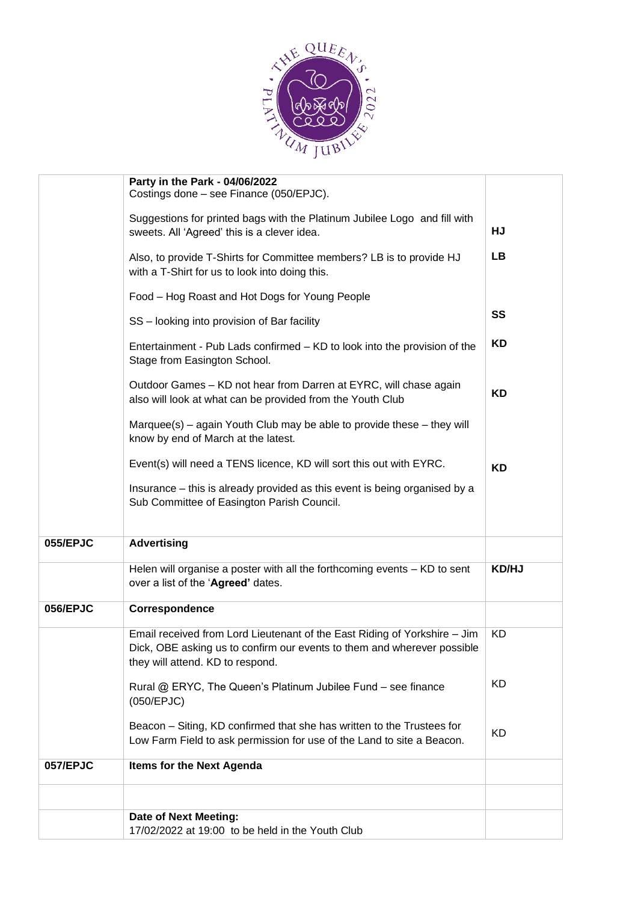| | | |
|---|---|---|
| | **Party in the Park - 04/06/2022**<br>Costings done – see Finance (050/EPJC).<br><br>Suggestions for printed bags with the Platinum Jubilee Logo and fill with sweets. All 'Agreed' this is a clever idea.<br><br>Also, to provide T-Shirts for Committee members? LB is to provide HJ with a T-Shirt for us to look into doing this.<br><br>Food – Hog Roast and Hot Dogs for Young People<br><br>SS – looking into provision of Bar facility<br><br>Entertainment - Pub Lads confirmed – KD to look into the provision of the Stage from Easington School.<br><br>Outdoor Games – KD not hear from Darren at EYRC, will chase again also will look at what can be provided from the Youth Club<br><br>Marquee(s) – again Youth Club may be able to provide these – they will know by end of March at the latest.<br><br>Event(s) will need a TENS licence, KD will sort this out with EYRC.<br><br>Insurance – this is already provided as this event is being organised by a Sub Committee of Easington Parish Council. | **HJ**<br><br>**LB**<br><br>**SS**<br><br>**KD**<br><br>**KD**<br><br>**KD** |
| **055/EPJC** | **Advertising** | |
| | Helen will organise a poster with all the forthcoming events – KD to sent over a list of the '**Agreed'** dates. | **KD/HJ** |
| **056/EPJC** | **Correspondence** | |
| | Email received from Lord Lieutenant of the East Riding of Yorkshire – Jim Dick, OBE asking us to confirm our events to them and wherever possible they will attend. KD to respond.<br><br>Rural @ ERYC, The Queen's Platinum Jubilee Fund – see finance (050/EPJC)<br><br>Beacon – Siting, KD confirmed that she has written to the Trustees for Low Farm Field to ask permission for use of the Land to site a Beacon. | KD<br><br>KD<br><br>KD |
| **057/EPJC** | **Items for the Next Agenda** | |
| | | |
| | **Date of Next Meeting:**<br>17/02/2022 at 19:00 to be held in the Youth Club | |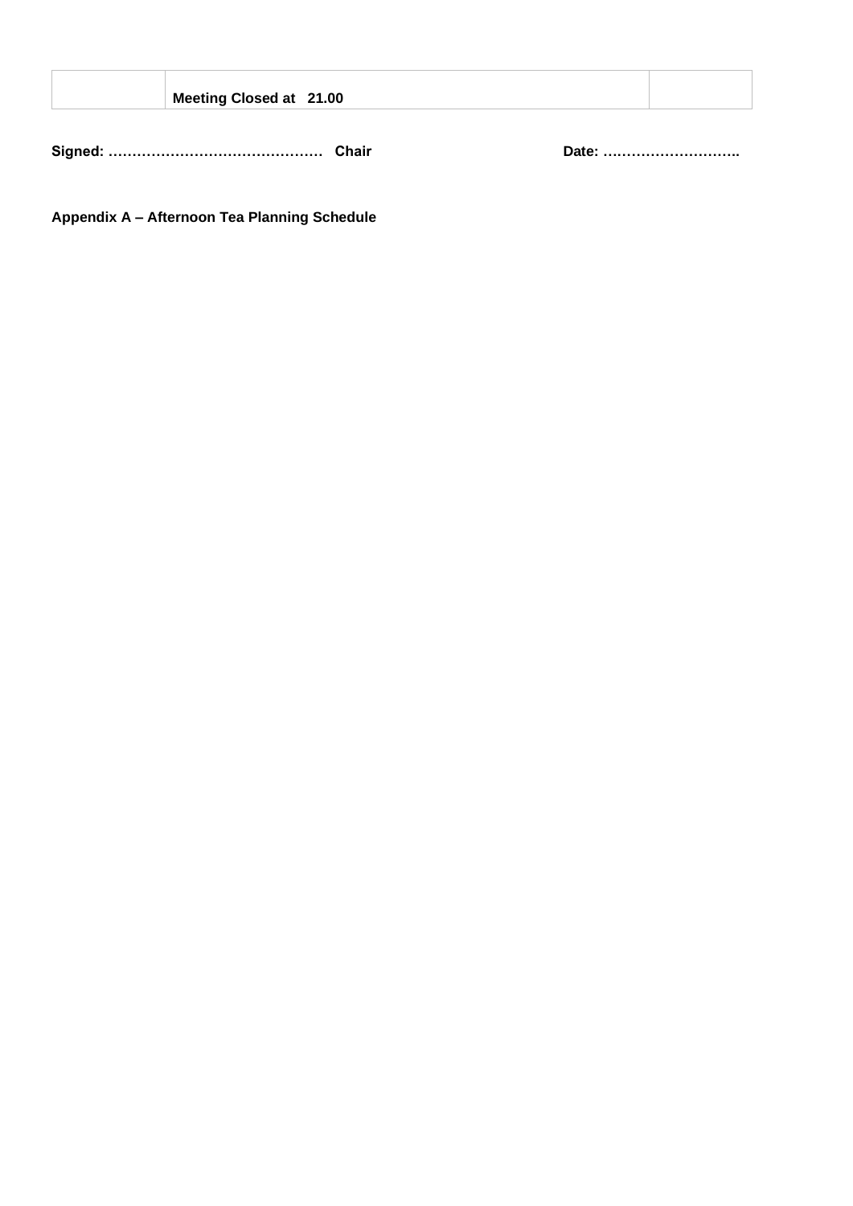| | | |
|---|---|---|
| | **Meeting Closed at 21.00** | |

**Signed: ……………………………………… Chair** **Date: ………………………..**

**Appendix A – Afternoon Tea Planning Schedule**